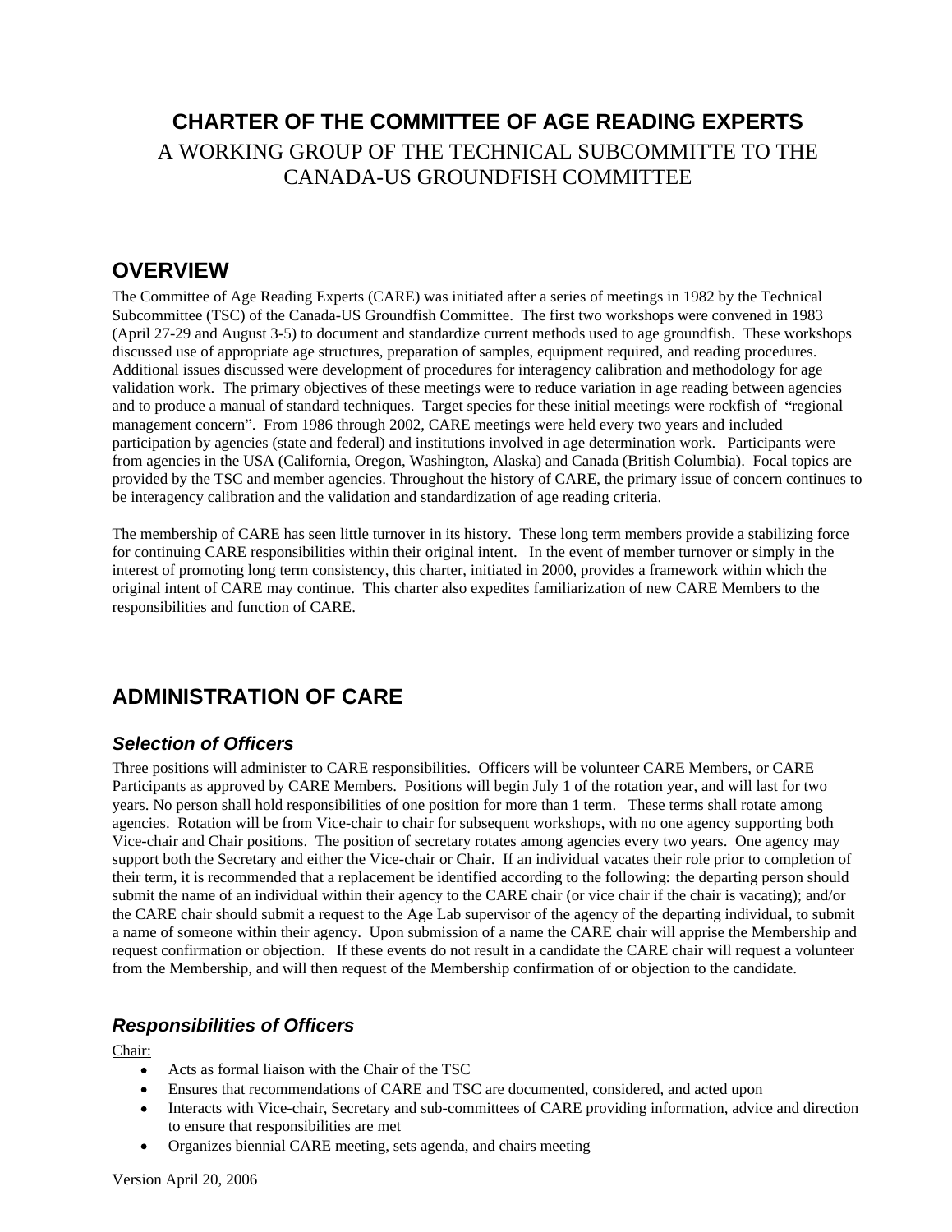# CHARTER OF THE COMMITTEE OF AGE READING EXPERTS

A WORKING GROUP OF THE TECHNICAL SUBCOMMITTE TO THE CANADA-US GROUNDFISH COMMITTEE

## OVERVIEW

The Committee of Age Reading Experts (CARE) was initiated after a series of meetings in 1982 by the Technical Subcommittee (TSC) of the Canada-US Groundfish Committee. The first two workshops were convened in 1983 (April 27-29 and August 3-5) to document and standardize current methods used to age groundfish. These workshops discussed use of appropriate age structures, preparation of samples, equipment required, and reading procedures. Additional issues discussed were development of procedures for interagency calibration and methodology for age validation work. The primary objectives of these meetings were to reduce variation in age reading between agencies and to produce a manual of standard techniques. Target species for these initial meetings were rockfish of "regional management concern". From 1986 through 2002, CARE meetings were held every two years and included participation by agencies (state and federal) and institutions involved in age determination work. Participants were from agencies in the USA (California, Oregon, Washington, Alaska) and Canada (British Columbia). Focal topics are provided by the TSC and member agencies. Throughout the history of CARE, the primary issue of concern continues to be interagency calibration and the validation and standardization of age reading criteria.

The membership of CARE has seen little turnover in its history. These long term members provide a stabilizing force for continuing CARE responsibilities within their original intent. In the event of member turnover or simply in the interest of promoting long term consistency, this charter, initiated in 2000, provides a framework within which the original intent of CARE may continue. This charter also expedites familiarization of new CARE Members to the responsibilities and function of CARE.

## ADMINISTRATION OF CARE

### *Selection of Officers*

Three positions will administer to CARE responsibilities. Officers will be volunteer CARE Members, or CARE Participants as approved by CARE Members. Positions will begin July 1 of the rotation year, and will last for two years. No person shall hold responsibilities of one position for more than 1 term. These terms shall rotate among agencies. Rotation will be from Vice-chair to chair for subsequent workshops, with no one agency supporting both Vice-chair and Chair positions. The position of secretary rotates among agencies every two years. One agency may support both the Secretary and either the Vice-chair or Chair. If an individual vacates their role prior to completion of their term, it is recommended that a replacement be identified according to the following: the departing person should submit the name of an individual within their agency to the CARE chair (or vice chair if the chair is vacating); and/or the CARE chair should submit a request to the Age Lab supervisor of the agency of the departing individual, to submit a name of someone within their agency. Upon submission of a name the CARE chair will apprise the Membership and request confirmation or objection. If these events do not result in a candidate the CARE chair will request a volunteer from the Membership, and will then request of the Membership confirmation of or objection to the candidate.

### *Responsibilities of Officers*

Chair:

- Acts as formal liaison with the Chair of the TSC
- Ensures that recommendations of CARE and TSC are documented, considered, and acted upon
- Interacts with Vice-chair, Secretary and sub-committees of CARE providing information, advice and direction to ensure that responsibilities are met
- Organizes biennial CARE meeting, sets agenda, and chairs meeting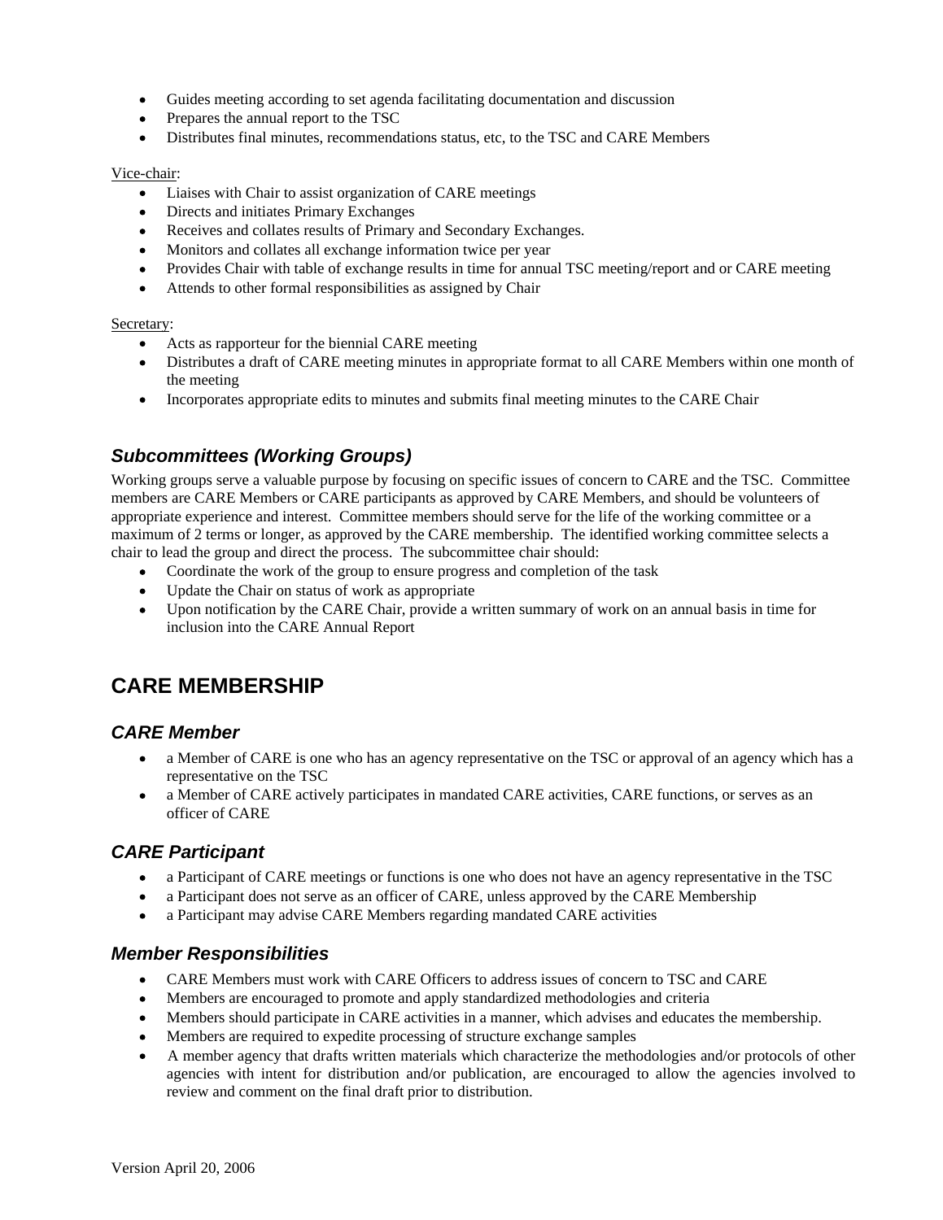- Guides meeting according to set agenda facilitating documentation and discussion
- Prepares the annual report to the TSC
- Distributes final minutes, recommendations status, etc, to the TSC and CARE Members

Vice-chair:

- Liaises with Chair to assist organization of CARE meetings
- Directs and initiates Primary Exchanges
- Receives and collates results of Primary and Secondary Exchanges.
- Monitors and collates all exchange information twice per year
- Provides Chair with table of exchange results in time for annual TSC meeting/report and or CARE meeting
- Attends to other formal responsibilities as assigned by Chair

Secretary:

- Acts as rapporteur for the biennial CARE meeting
- Distributes a draft of CARE meeting minutes in appropriate format to all CARE Members within one month of the meeting
- Incorporates appropriate edits to minutes and submits final meeting minutes to the CARE Chair

### *Subcommittees (Working Groups)*

Working groups serve a valuable purpose by focusing on specific issues of concern to CARE and the TSC. Committee members are CARE Members or CARE participants as approved by CARE Members, and should be volunteers of appropriate experience and interest. Committee members should serve for the life of the working committee or a maximum of 2 terms or longer, as approved by the CARE membership. The identified working committee selects a chair to lead the group and direct the process. The subcommittee chair should:

- Coordinate the work of the group to ensure progress and completion of the task
- Update the Chair on status of work as appropriate
- Upon notification by the CARE Chair, provide a written summary of work on an annual basis in time for inclusion into the CARE Annual Report

## CARE MEMBERSHIP

### *CARE Member*

- a Member of CARE is one who has an agency representative on the TSC or approval of an agency which has a representative on the TSC
- a Member of CARE actively participates in mandated CARE activities, CARE functions, or serves as an officer of CARE

### *CARE Participant*

- a Participant of CARE meetings or functions is one who does not have an agency representative in the TSC
- a Participant does not serve as an officer of CARE, unless approved by the CARE Membership
- a Participant may advise CARE Members regarding mandated CARE activities

### *Member Responsibilities*

- CARE Members must work with CARE Officers to address issues of concern to TSC and CARE
- Members are encouraged to promote and apply standardized methodologies and criteria
- Members should participate in CARE activities in a manner, which advises and educates the membership.
- Members are required to expedite processing of structure exchange samples
- A member agency that drafts written materials which characterize the methodologies and/or protocols of other agencies with intent for distribution and/or publication, are encouraged to allow the agencies involved to review and comment on the final draft prior to distribution.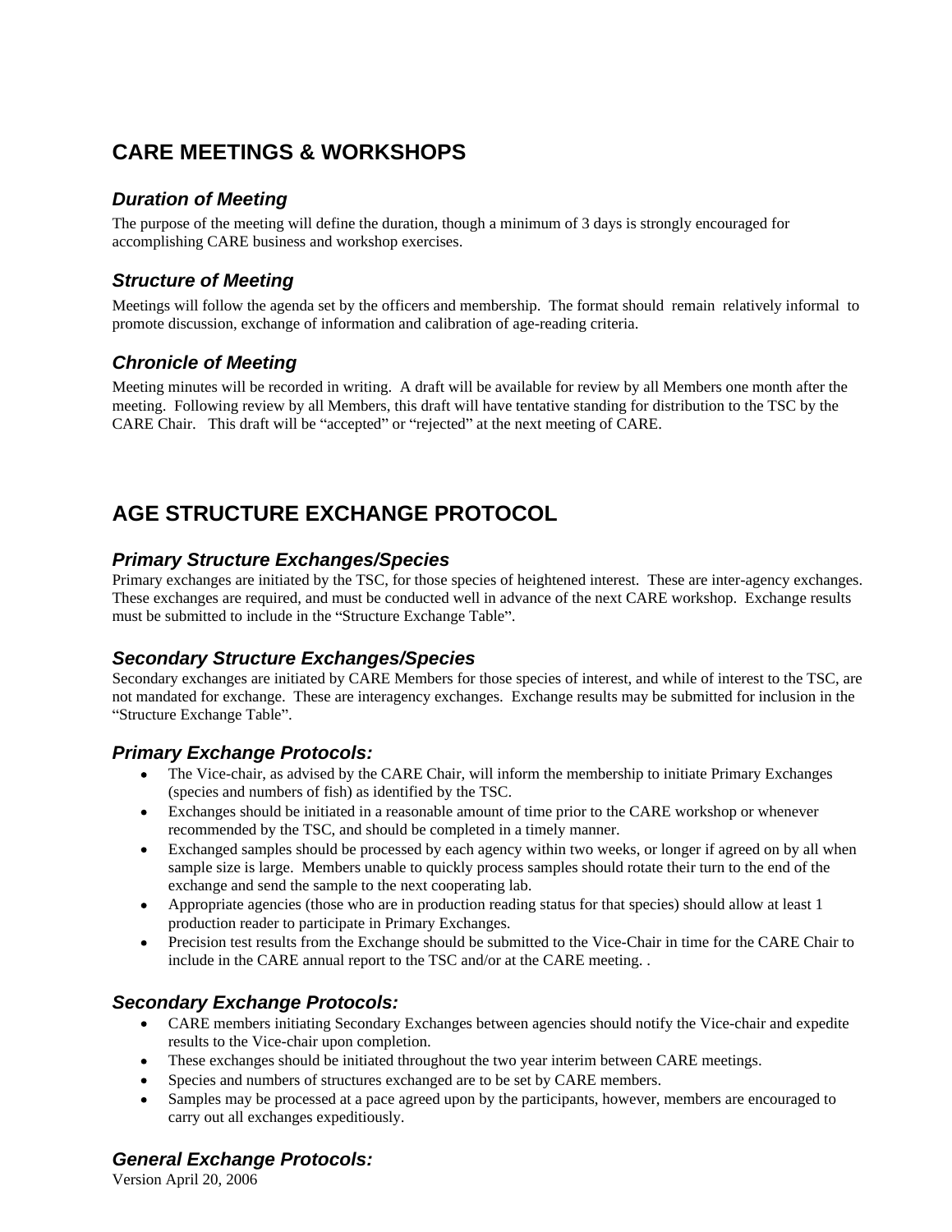# CARE MEETINGS & WORKSHOPS

### *Duration of Meeting*

The purpose of the meeting will define the duration, though a minimum of 3 days is strongly encouraged for accomplishing CARE business and workshop exercises.

### *Structure of Meeting*

Meetings will follow the agenda set by the officers and membership. The format should remain relatively informal to promote discussion, exchange of information and calibration of age-reading criteria.

### *Chronicle of Meeting*

Meeting minutes will be recorded in writing. A draft will be available for review by all Members one month after the meeting. Following review by all Members, this draft will have tentative standing for distribution to the TSC by the CARE Chair. This draft will be "accepted" or "rejected" at the next meeting of CARE.

# AGE STRUCTURE EXCHANGE PROTOCOL

### *Primary Structure Exchanges/Species*

Primary exchanges are initiated by the TSC, for those species of heightened interest. These are inter-agency exchanges. These exchanges are required, and must be conducted well in advance of the next CARE workshop. Exchange results must be submitted to include in the "Structure Exchange Table".

### *Secondary Structure Exchanges/Species*

Secondary exchanges are initiated by CARE Members for those species of interest, and while of interest to the TSC, are not mandated for exchange. These are interagency exchanges. Exchange results may be submitted for inclusion in the "Structure Exchange Table".

### *Primary Exchange Protocols:*

- The Vice-chair, as advised by the CARE Chair, will inform the membership to initiate Primary Exchanges (species and numbers of fish) as identified by the TSC.
- Exchanges should be initiated in a reasonable amount of time prior to the CARE workshop or whenever recommended by the TSC, and should be completed in a timely manner.
- Exchanged samples should be processed by each agency within two weeks, or longer if agreed on by all when sample size is large. Members unable to quickly process samples should rotate their turn to the end of the exchange and send the sample to the next cooperating lab.
- Appropriate agencies (those who are in production reading status for that species) should allow at least 1 production reader to participate in Primary Exchanges.
- Precision test results from the Exchange should be submitted to the Vice-Chair in time for the CARE Chair to include in the CARE annual report to the TSC and/or at the CARE meeting. .

### *Secondary Exchange Protocols:*

- CARE members initiating Secondary Exchanges between agencies should notify the Vice-chair and expedite results to the Vice-chair upon completion.
- These exchanges should be initiated throughout the two year interim between CARE meetings.
- Species and numbers of structures exchanged are to be set by CARE members.
- Samples may be processed at a pace agreed upon by the participants, however, members are encouraged to carry out all exchanges expeditiously.

### *General Exchange Protocols:*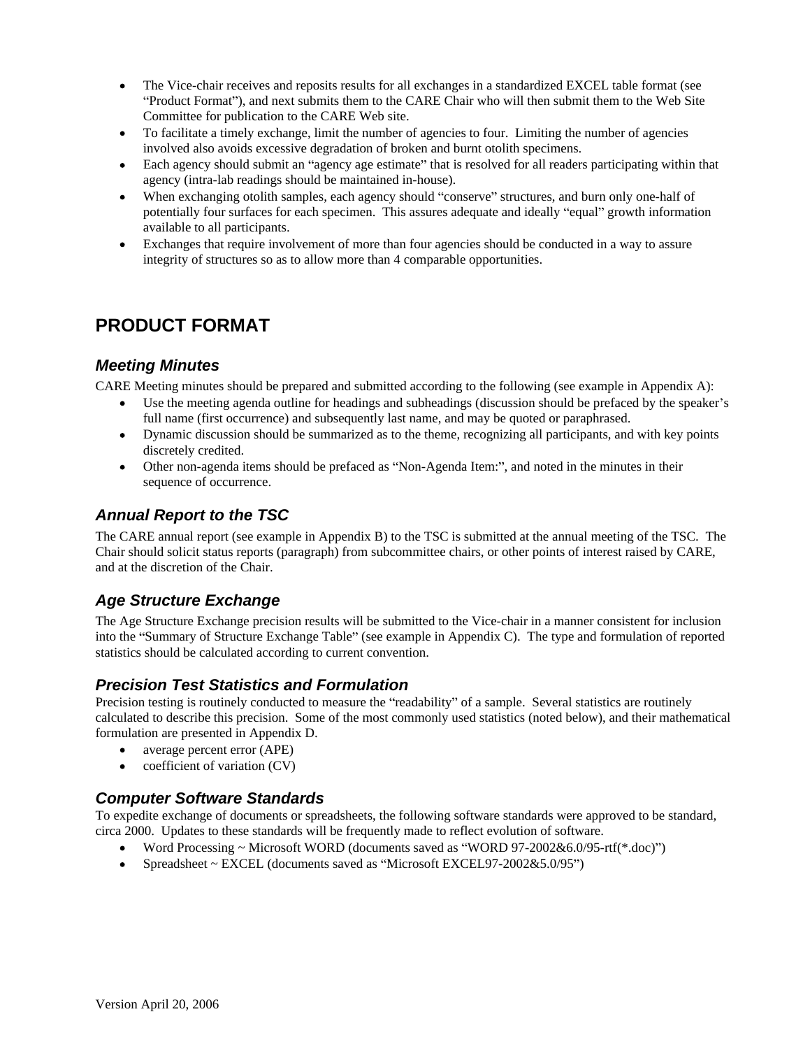- The Vice-chair receives and reposits results for all exchanges in a standardized EXCEL table format (see "Product Format"), and next submits them to the CARE Chair who will then submit them to the Web Site Committee for publication to the CARE Web site.
- To facilitate a timely exchange, limit the number of agencies to four. Limiting the number of agencies involved also avoids excessive degradation of broken and burnt otolith specimens.
- Each agency should submit an "agency age estimate" that is resolved for all readers participating within that agency (intra-lab readings should be maintained in-house).
- When exchanging otolith samples, each agency should "conserve" structures, and burn only one-half of potentially four surfaces for each specimen. This assures adequate and ideally "equal" growth information available to all participants.
- Exchanges that require involvement of more than four agencies should be conducted in a way to assure integrity of structures so as to allow more than 4 comparable opportunities.

## PRODUCT FORMAT

### *Meeting Minutes*

CARE Meeting minutes should be prepared and submitted according to the following (see example in Appendix A):

- Use the meeting agenda outline for headings and subheadings (discussion should be prefaced by the speaker's full name (first occurrence) and subsequently last name, and may be quoted or paraphrased.
- Dynamic discussion should be summarized as to the theme, recognizing all participants, and with key points discretely credited.
- Other non-agenda items should be prefaced as "Non-Agenda Item:", and noted in the minutes in their sequence of occurrence.

### *Annual Report to the TSC*

The CARE annual report (see example in Appendix B) to the TSC is submitted at the annual meeting of the TSC. The Chair should solicit status reports (paragraph) from subcommittee chairs, or other points of interest raised by CARE, and at the discretion of the Chair.

### *Age Structure Exchange*

The Age Structure Exchange precision results will be submitted to the Vice-chair in a manner consistent for inclusion into the "Summary of Structure Exchange Table" (see example in Appendix C). The type and formulation of reported statistics should be calculated according to current convention.

### *Precision Test Statistics and Formulation*

Precision testing is routinely conducted to measure the "readability" of a sample. Several statistics are routinely calculated to describe this precision. Some of the most commonly used statistics (noted below), and their mathematical formulation are presented in Appendix D.

- average percent error (APE)
- coefficient of variation (CV)

### *Computer Software Standards*

To expedite exchange of documents or spreadsheets, the following software standards were approved to be standard, circa 2000. Updates to these standards will be frequently made to reflect evolution of software.

- Word Processing ~ Microsoft WORD (documents saved as "WORD 97-2002&6.0/95-rtf(*.doc)")
- Spreadsheet ~ EXCEL (documents saved as "Microsoft EXCEL97-2002&5.0/95")

Version April 20, 2006